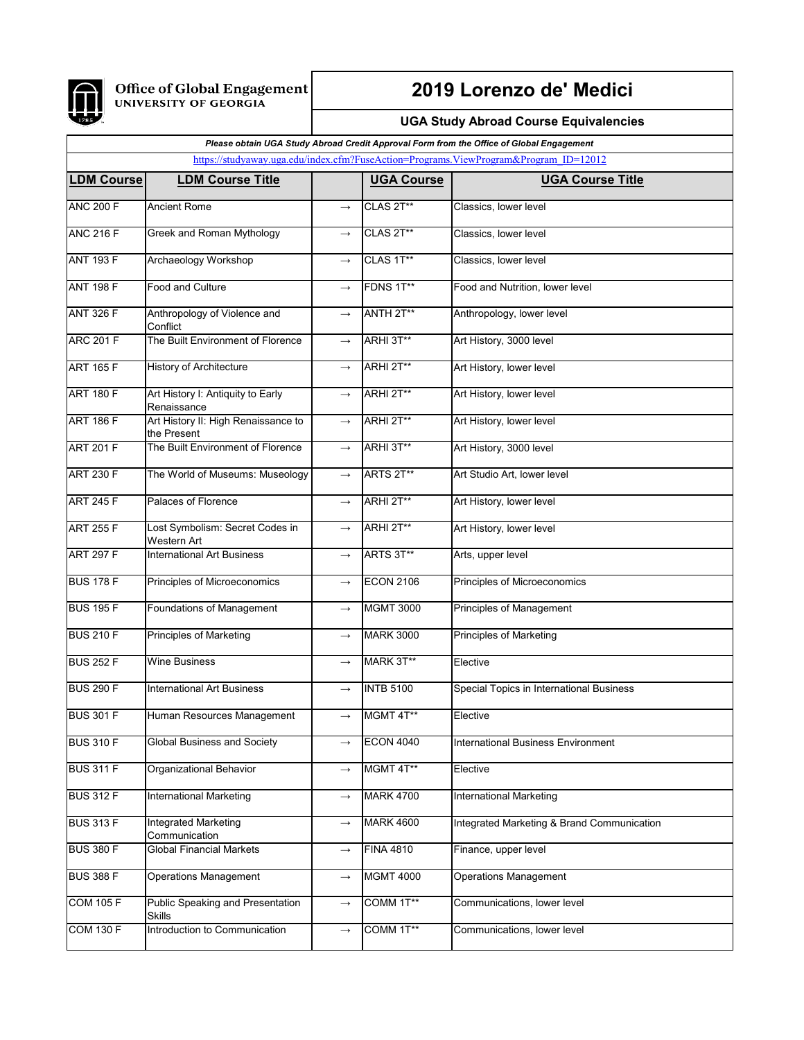Office of Global Engagement
UNIVERSITY OF GEORGIA

# 2019 Lorenzo de' Medici

## UGA Study Abroad Course Equivalencies

***Please obtain UGA Study Abroad Credit Approval Form from the Office of Global Engagement***

https://studyaway.uga.edu/index.cfm?FuseAction=Programs.ViewProgram&Program_ID=12012

| LDM Course | LDM Course Title | | UGA Course | UGA Course Title |
|---|---|---|---|---|
| ANC 200 F | Ancient Rome | → | CLAS 2T** | Classics, lower level |
| ANC 216 F | Greek and Roman Mythology | → | CLAS 2T** | Classics, lower level |
| ANT 193 F | Archaeology Workshop | → | CLAS 1T** | Classics, lower level |
| ANT 198 F | Food and Culture | → | FDNS 1T** | Food and Nutrition, lower level |
| ANT 326 F | Anthropology of Violence and Conflict | → | ANTH 2T** | Anthropology, lower level |
| ARC 201 F | The Built Environment of Florence | → | ARHI 3T** | Art History, 3000 level |
| ART 165 F | History of Architecture | → | ARHI 2T** | Art History, lower level |
| ART 180 F | Art History I: Antiquity to Early Renaissance | → | ARHI 2T** | Art History, lower level |
| ART 186 F | Art History II: High Renaissance to the Present | → | ARHI 2T** | Art History, lower level |
| ART 201 F | The Built Environment of Florence | → | ARHI 3T** | Art History, 3000 level |
| ART 230 F | The World of Museums: Museology | → | ARTS 2T** | Art Studio Art, lower level |
| ART 245 F | Palaces of Florence | → | ARHI 2T** | Art History, lower level |
| ART 255 F | Lost Symbolism: Secret Codes in Western Art | → | ARHI 2T** | Art History, lower level |
| ART 297 F | International Art Business | → | ARTS 3T** | Arts, upper level |
| BUS 178 F | Principles of Microeconomics | → | ECON 2106 | Principles of Microeconomics |
| BUS 195 F | Foundations of Management | → | MGMT 3000 | Principles of Management |
| BUS 210 F | Principles of Marketing | → | MARK 3000 | Principles of Marketing |
| BUS 252 F | Wine Business | → | MARK 3T** | Elective |
| BUS 290 F | International Art Business | → | INTB 5100 | Special Topics in International Business |
| BUS 301 F | Human Resources Management | → | MGMT 4T** | Elective |
| BUS 310 F | Global Business and Society | → | ECON 4040 | International Business Environment |
| BUS 311 F | Organizational Behavior | → | MGMT 4T** | Elective |
| BUS 312 F | International Marketing | → | MARK 4700 | International Marketing |
| BUS 313 F | Integrated Marketing Communication | → | MARK 4600 | Integrated Marketing & Brand Communication |
| BUS 380 F | Global Financial Markets | → | FINA 4810 | Finance, upper level |
| BUS 388 F | Operations Management | → | MGMT 4000 | Operations Management |
| COM 105 F | Public Speaking and Presentation Skills | → | COMM 1T** | Communications, lower level |
| COM 130 F | Introduction to Communication | → | COMM 1T** | Communications, lower level |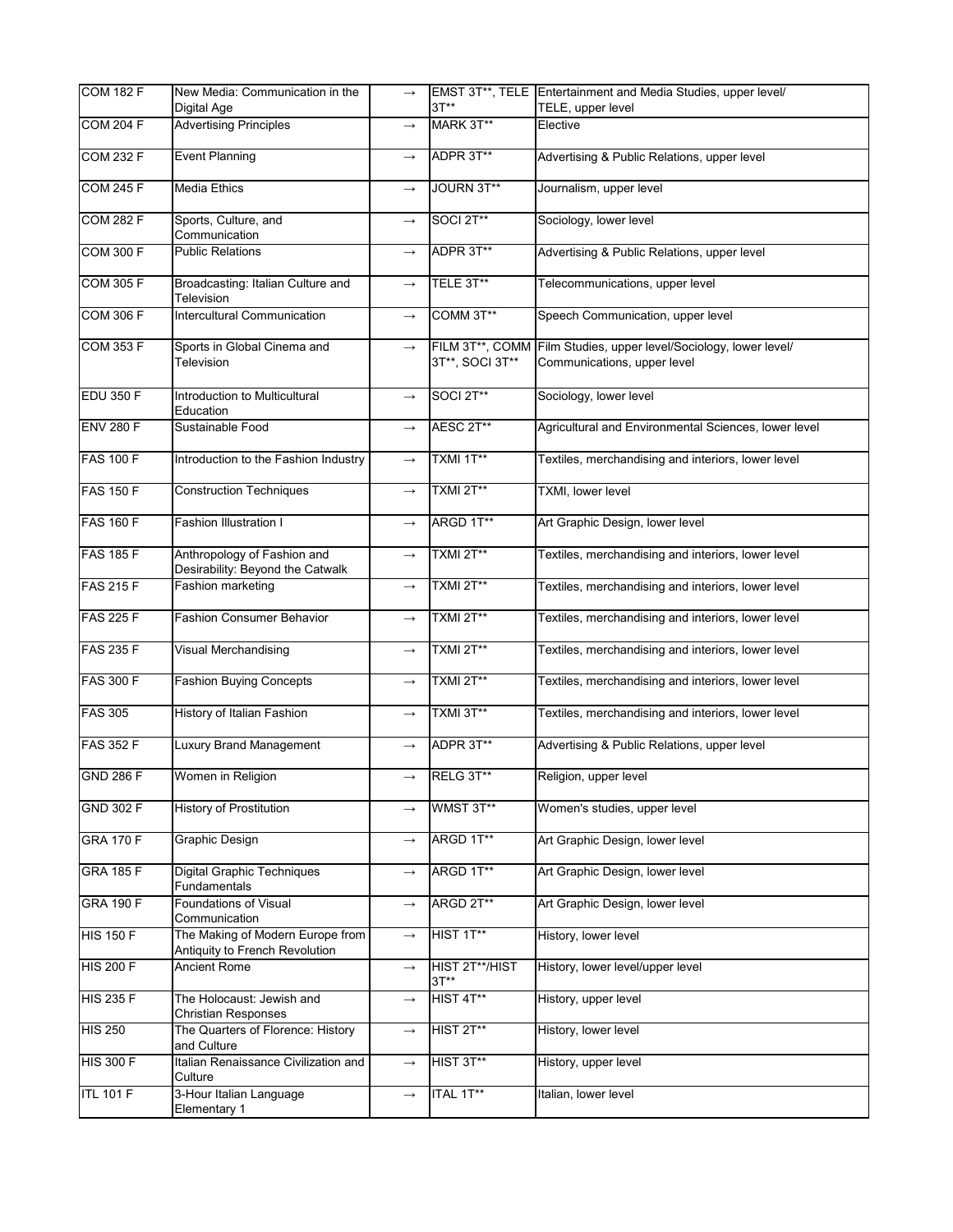| | | | | |
|---|---|---|---|---|
| COM 182 F | New Media: Communication in the Digital Age | → | EMST 3T**, TELE 3T** | Entertainment and Media Studies, upper level/ TELE, upper level |
| COM 204 F | Advertising Principles | → | MARK 3T** | Elective |
| COM 232 F | Event Planning | → | ADPR 3T** | Advertising & Public Relations, upper level |
| COM 245 F | Media Ethics | → | JOURN 3T** | Journalism, upper level |
| COM 282 F | Sports, Culture, and Communication | → | SOCI 2T** | Sociology, lower level |
| COM 300 F | Public Relations | → | ADPR 3T** | Advertising & Public Relations, upper level |
| COM 305 F | Broadcasting: Italian Culture and Television | → | TELE 3T** | Telecommunications, upper level |
| COM 306 F | Intercultural Communication | → | COMM 3T** | Speech Communication, upper level |
| COM 353 F | Sports in Global Cinema and Television | → | FILM 3T**, COMM 3T**, SOCI 3T** | Film Studies, upper level/Sociology, lower level/ Communications, upper level |
| EDU 350 F | Introduction to Multicultural Education | → | SOCI 2T** | Sociology, lower level |
| ENV 280 F | Sustainable Food | → | AESC 2T** | Agricultural and Environmental Sciences, lower level |
| FAS 100 F | Introduction to the Fashion Industry | → | TXMI 1T** | Textiles, merchandising and interiors, lower level |
| FAS 150 F | Construction Techniques | → | TXMI 2T** | TXMI, lower level |
| FAS 160 F | Fashion Illustration I | → | ARGD 1T** | Art Graphic Design, lower level |
| FAS 185 F | Anthropology of Fashion and Desirability: Beyond the Catwalk | → | TXMI 2T** | Textiles, merchandising and interiors, lower level |
| FAS 215 F | Fashion marketing | → | TXMI 2T** | Textiles, merchandising and interiors, lower level |
| FAS 225 F | Fashion Consumer Behavior | → | TXMI 2T** | Textiles, merchandising and interiors, lower level |
| FAS 235 F | Visual Merchandising | → | TXMI 2T** | Textiles, merchandising and interiors, lower level |
| FAS 300 F | Fashion Buying Concepts | → | TXMI 2T** | Textiles, merchandising and interiors, lower level |
| FAS 305 | History of Italian Fashion | → | TXMI 3T** | Textiles, merchandising and interiors, lower level |
| FAS 352 F | Luxury Brand Management | → | ADPR 3T** | Advertising & Public Relations, upper level |
| GND 286 F | Women in Religion | → | RELG 3T** | Religion, upper level |
| GND 302 F | History of Prostitution | → | WMST 3T** | Women's studies, upper level |
| GRA 170 F | Graphic Design | → | ARGD 1T** | Art Graphic Design, lower level |
| GRA 185 F | Digital Graphic Techniques Fundamentals | → | ARGD 1T** | Art Graphic Design, lower level |
| GRA 190 F | Foundations of Visual Communication | → | ARGD 2T** | Art Graphic Design, lower level |
| HIS 150 F | The Making of Modern Europe from Antiquity to French Revolution | → | HIST 1T** | History, lower level |
| HIS 200 F | Ancient Rome | → | HIST 2T**/HIST 3T** | History, lower level/upper level |
| HIS 235 F | The Holocaust: Jewish and Christian Responses | → | HIST 4T** | History, upper level |
| HIS 250 | The Quarters of Florence: History and Culture | → | HIST 2T** | History, lower level |
| HIS 300 F | Italian Renaissance Civilization and Culture | → | HIST 3T** | History, upper level |
| ITL 101 F | 3-Hour Italian Language Elementary 1 | → | ITAL 1T** | Italian, lower level |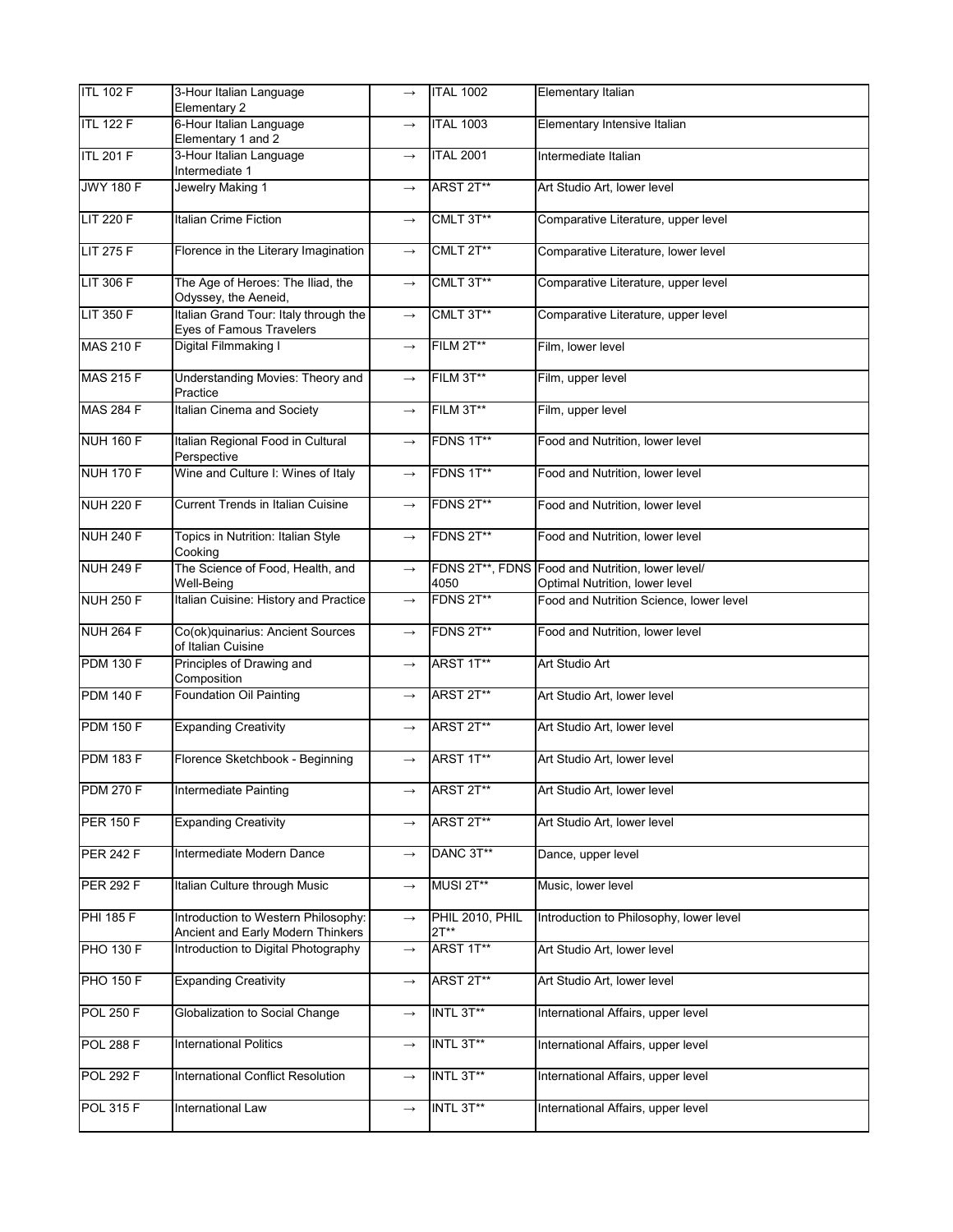| ITL 102 F | 3-Hour Italian Language Elementary 2 | → | ITAL 1002 | Elementary Italian |
|---|---|---|---|---|
| ITL 122 F | 6-Hour Italian Language Elementary 1 and 2 | → | ITAL 1003 | Elementary Intensive Italian |
| ITL 201 F | 3-Hour Italian Language Intermediate 1 | → | ITAL 2001 | Intermediate Italian |
| JWY 180 F | Jewelry Making 1 | → | ARST 2T** | Art Studio Art, lower level |
| LIT 220 F | Italian Crime Fiction | → | CMLT 3T** | Comparative Literature, upper level |
| LIT 275 F | Florence in the Literary Imagination | → | CMLT 2T** | Comparative Literature, lower level |
| LIT 306 F | The Age of Heroes: The Iliad, the Odyssey, the Aeneid, | → | CMLT 3T** | Comparative Literature, upper level |
| LIT 350 F | Italian Grand Tour: Italy through the Eyes of Famous Travelers | → | CMLT 3T** | Comparative Literature, upper level |
| MAS 210 F | Digital Filmmaking I | → | FILM 2T** | Film, lower level |
| MAS 215 F | Understanding Movies: Theory and Practice | → | FILM 3T** | Film, upper level |
| MAS 284 F | Italian Cinema and Society | → | FILM 3T** | Film, upper level |
| NUH 160 F | Italian Regional Food in Cultural Perspective | → | FDNS 1T** | Food and Nutrition, lower level |
| NUH 170 F | Wine and Culture I: Wines of Italy | → | FDNS 1T** | Food and Nutrition, lower level |
| NUH 220 F | Current Trends in Italian Cuisine | → | FDNS 2T** | Food and Nutrition, lower level |
| NUH 240 F | Topics in Nutrition: Italian Style Cooking | → | FDNS 2T** | Food and Nutrition, lower level |
| NUH 249 F | The Science of Food, Health, and Well-Being | → | FDNS 2T**, FDNS 4050 | Food and Nutrition, lower level/ Optimal Nutrition, lower level |
| NUH 250 F | Italian Cuisine: History and Practice | → | FDNS 2T** | Food and Nutrition Science, lower level |
| NUH 264 F | Co(ok)quinarius: Ancient Sources of Italian Cuisine | → | FDNS 2T** | Food and Nutrition, lower level |
| PDM 130 F | Principles of Drawing and Composition | → | ARST 1T** | Art Studio Art |
| PDM 140 F | Foundation Oil Painting | → | ARST 2T** | Art Studio Art, lower level |
| PDM 150 F | Expanding Creativity | → | ARST 2T** | Art Studio Art, lower level |
| PDM 183 F | Florence Sketchbook - Beginning | → | ARST 1T** | Art Studio Art, lower level |
| PDM 270 F | Intermediate Painting | → | ARST 2T** | Art Studio Art, lower level |
| PER 150 F | Expanding Creativity | → | ARST 2T** | Art Studio Art, lower level |
| PER 242 F | Intermediate Modern Dance | → | DANC 3T** | Dance, upper level |
| PER 292 F | Italian Culture through Music | → | MUSI 2T** | Music, lower level |
| PHI 185 F | Introduction to Western Philosophy: Ancient and Early Modern Thinkers | → | PHIL 2010, PHIL 2T** | Introduction to Philosophy, lower level |
| PHO 130 F | Introduction to Digital Photography | → | ARST 1T** | Art Studio Art, lower level |
| PHO 150 F | Expanding Creativity | → | ARST 2T** | Art Studio Art, lower level |
| POL 250 F | Globalization to Social Change | → | INTL 3T** | International Affairs, upper level |
| POL 288 F | International Politics | → | INTL 3T** | International Affairs, upper level |
| POL 292 F | International Conflict Resolution | → | INTL 3T** | International Affairs, upper level |
| POL 315 F | International Law | → | INTL 3T** | International Affairs, upper level |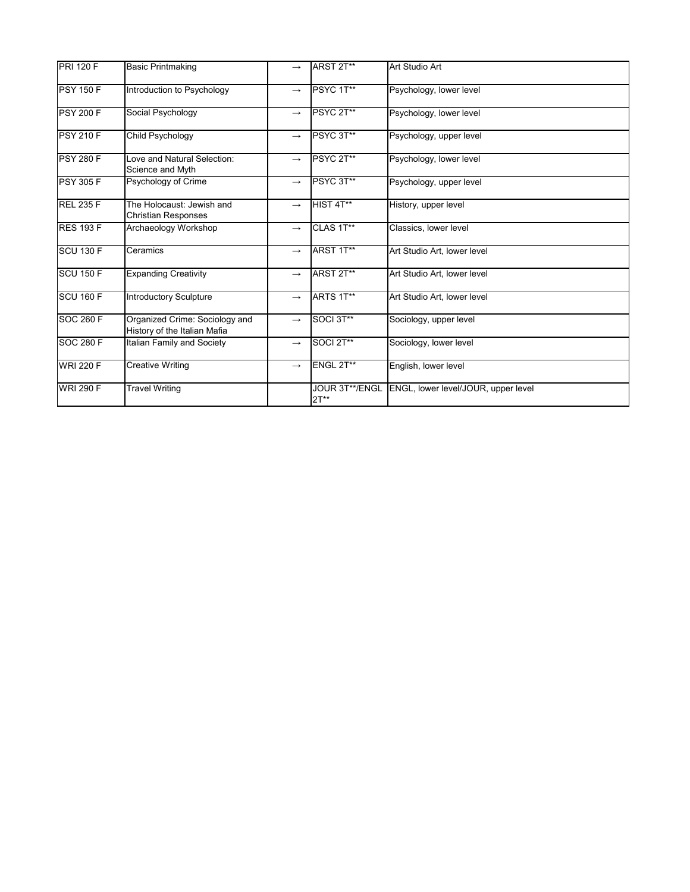| | | | | |
|---|---|---|---|---|
| PRI 120 F | Basic Printmaking | → | ARST 2T** | Art Studio Art |
| PSY 150 F | Introduction to Psychology | → | PSYC 1T** | Psychology, lower level |
| PSY 200 F | Social Psychology | → | PSYC 2T** | Psychology, lower level |
| PSY 210 F | Child Psychology | → | PSYC 3T** | Psychology, upper level |
| PSY 280 F | Love and Natural Selection: Science and Myth | → | PSYC 2T** | Psychology, lower level |
| PSY 305 F | Psychology of Crime | → | PSYC 3T** | Psychology, upper level |
| REL 235 F | The Holocaust: Jewish and Christian Responses | → | HIST 4T** | History, upper level |
| RES 193 F | Archaeology Workshop | → | CLAS 1T** | Classics, lower level |
| SCU 130 F | Ceramics | → | ARST 1T** | Art Studio Art, lower level |
| SCU 150 F | Expanding Creativity | → | ARST 2T** | Art Studio Art, lower level |
| SCU 160 F | Introductory Sculpture | → | ARTS 1T** | Art Studio Art, lower level |
| SOC 260 F | Organized Crime: Sociology and History of the Italian Mafia | → | SOCI 3T** | Sociology, upper level |
| SOC 280 F | Italian Family and Society | → | SOCI 2T** | Sociology, lower level |
| WRI 220 F | Creative Writing | → | ENGL 2T** | English, lower level |
| WRI 290 F | Travel Writing | | JOUR 3T**/ENGL 2T** | ENGL, lower level/JOUR, upper level |